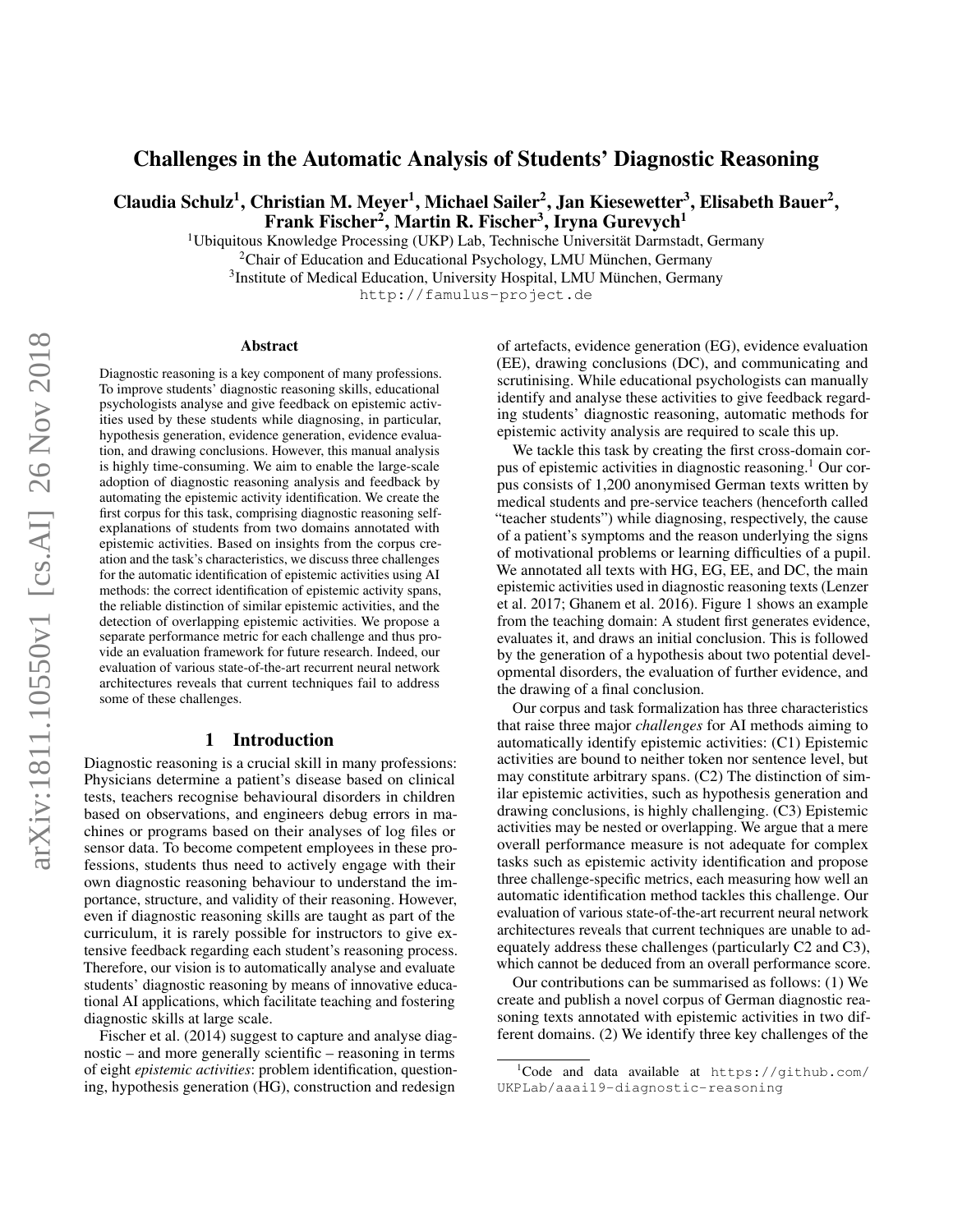# Challenges in the Automatic Analysis of Students' Diagnostic Reasoning

**Claudia Schulz[1], Christian M. Meyer[1], Michael Sailer[2], Jan Kiesewetter[3], Elisabeth Bauer[2], Frank Fischer[2], Martin R. Fischer[3], Iryna Gurevych[1]**

[1]Ubiquitous Knowledge Processing (UKP) Lab, Technische Universität Darmstadt, Germany
[2]Chair of Education and Educational Psychology, LMU München, Germany
[3]Institute of Medical Education, University Hospital, LMU München, Germany
http://famulus-project.de

## Abstract

Diagnostic reasoning is a key component of many professions. To improve students' diagnostic reasoning skills, educational psychologists analyse and give feedback on epistemic activities used by these students while diagnosing, in particular, hypothesis generation, evidence generation, evidence evaluation, and drawing conclusions. However, this manual analysis is highly time-consuming. We aim to enable the large-scale adoption of diagnostic reasoning analysis and feedback by automating the epistemic activity identification. We create the first corpus for this task, comprising diagnostic reasoning self-explanations of students from two domains annotated with epistemic activities. Based on insights from the corpus creation and the task's characteristics, we discuss three challenges for the automatic identification of epistemic activities using AI methods: the correct identification of epistemic activity spans, the reliable distinction of similar epistemic activities, and the detection of overlapping epistemic activities. We propose a separate performance metric for each challenge and thus provide an evaluation framework for future research. Indeed, our evaluation of various state-of-the-art recurrent neural network architectures reveals that current techniques fail to address some of these challenges.

## 1 Introduction

Diagnostic reasoning is a crucial skill in many professions: Physicians determine a patient's disease based on clinical tests, teachers recognise behavioural disorders in children based on observations, and engineers debug errors in machines or programs based on their analyses of log files or sensor data. To become competent employees in these professions, students thus need to actively engage with their own diagnostic reasoning behaviour to understand the importance, structure, and validity of their reasoning. However, even if diagnostic reasoning skills are taught as part of the curriculum, it is rarely possible for instructors to give extensive feedback regarding each student's reasoning process. Therefore, our vision is to automatically analyse and evaluate students' diagnostic reasoning by means of innovative educational AI applications, which facilitate teaching and fostering diagnostic skills at large scale.

Fischer et al. (2014) suggest to capture and analyse diagnostic – and more generally scientific – reasoning in terms of eight *epistemic activities*: problem identification, questioning, hypothesis generation (HG), construction and redesign of artefacts, evidence generation (EG), evidence evaluation (EE), drawing conclusions (DC), and communicating and scrutinising. While educational psychologists can manually identify and analyse these activities to give feedback regarding students' diagnostic reasoning, automatic methods for epistemic activity analysis are required to scale this up.

We tackle this task by creating the first cross-domain corpus of epistemic activities in diagnostic reasoning.[1] Our corpus consists of 1,200 anonymised German texts written by medical students and pre-service teachers (henceforth called "teacher students") while diagnosing, respectively, the cause of a patient's symptoms and the reason underlying the signs of motivational problems or learning difficulties of a pupil. We annotated all texts with HG, EG, EE, and DC, the main epistemic activities used in diagnostic reasoning texts (Lenzer et al. 2017; Ghanem et al. 2016). Figure 1 shows an example from the teaching domain: A student first generates evidence, evaluates it, and draws an initial conclusion. This is followed by the generation of a hypothesis about two potential developmental disorders, the evaluation of further evidence, and the drawing of a final conclusion.

Our corpus and task formalization has three characteristics that raise three major *challenges* for AI methods aiming to automatically identify epistemic activities: (C1) Epistemic activities are bound to neither token nor sentence level, but may constitute arbitrary spans. (C2) The distinction of similar epistemic activities, such as hypothesis generation and drawing conclusions, is highly challenging. (C3) Epistemic activities may be nested or overlapping. We argue that a mere overall performance measure is not adequate for complex tasks such as epistemic activity identification and propose three challenge-specific metrics, each measuring how well an automatic identification method tackles this challenge. Our evaluation of various state-of-the-art recurrent neural network architectures reveals that current techniques are unable to adequately address these challenges (particularly C2 and C3), which cannot be deduced from an overall performance score.

Our contributions can be summarised as follows: (1) We create and publish a novel corpus of German diagnostic reasoning texts annotated with epistemic activities in two different domains. (2) We identify three key challenges of the

[1]Code and data available at https://github.com/UKPLab/aaai19-diagnostic-reasoning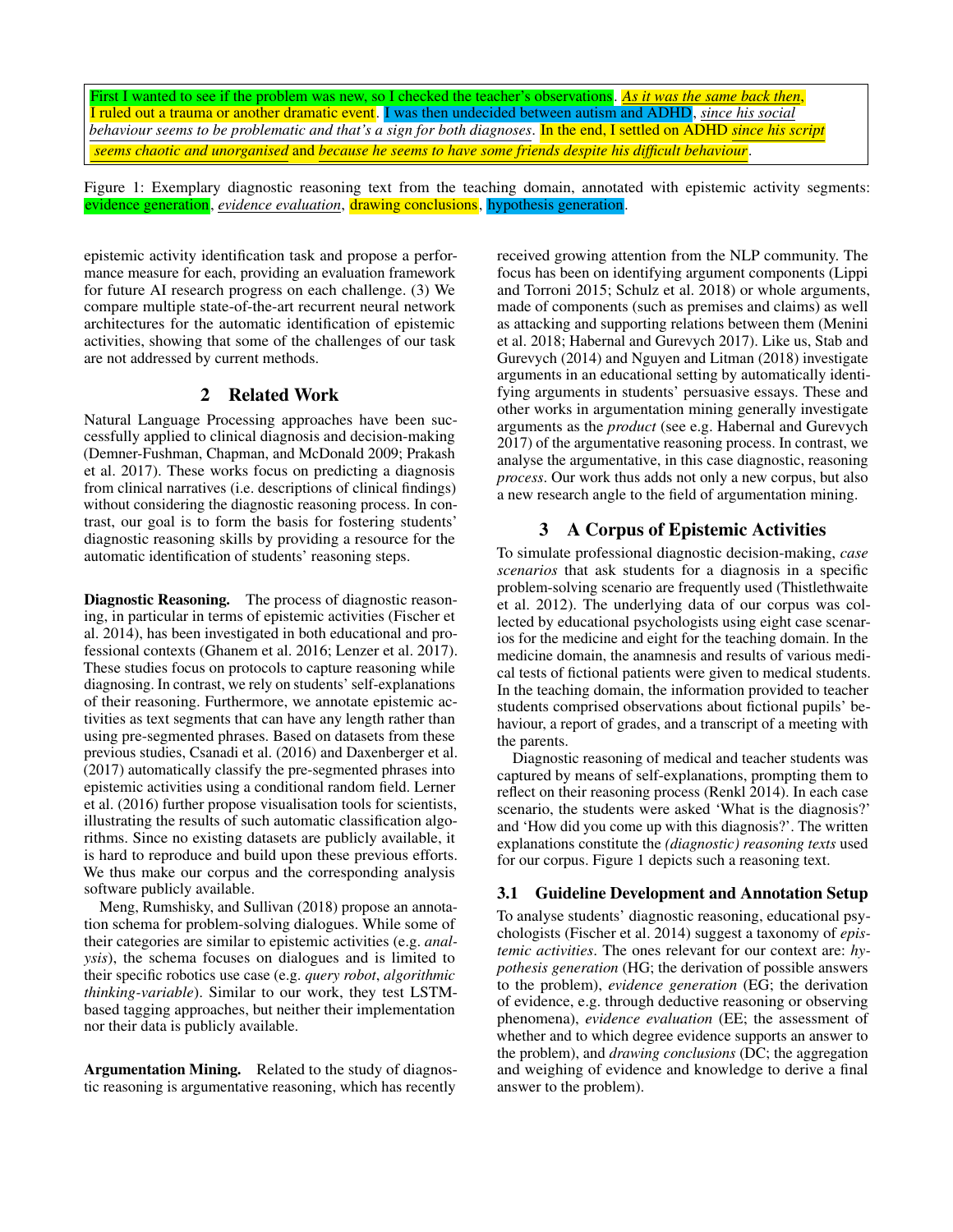First I wanted to see if the problem was new, so I checked the teacher's observations. *As it was the same back then*, I ruled out a trauma or another dramatic event. I was then undecided between autism and ADHD, *since his social behaviour seems to be problematic and that's a sign for both diagnoses*. In the end, I settled on ADHD *since his script seems chaotic and unorganised* and *because he seems to have some friends despite his difficult behaviour*.

Figure 1: Exemplary diagnostic reasoning text from the teaching domain, annotated with epistemic activity segments: evidence generation, *evidence evaluation*, drawing conclusions, hypothesis generation.

epistemic activity identification task and propose a performance measure for each, providing an evaluation framework for future AI research progress on each challenge. (3) We compare multiple state-of-the-art recurrent neural network architectures for the automatic identification of epistemic activities, showing that some of the challenges of our task are not addressed by current methods.

## 2 Related Work

Natural Language Processing approaches have been successfully applied to clinical diagnosis and decision-making (Demner-Fushman, Chapman, and McDonald 2009; Prakash et al. 2017). These works focus on predicting a diagnosis from clinical narratives (i.e. descriptions of clinical findings) without considering the diagnostic reasoning process. In contrast, our goal is to form the basis for fostering students' diagnostic reasoning skills by providing a resource for the automatic identification of students' reasoning steps.

**Diagnostic Reasoning.** The process of diagnostic reasoning, in particular in terms of epistemic activities (Fischer et al. 2014), has been investigated in both educational and professional contexts (Ghanem et al. 2016; Lenzer et al. 2017). These studies focus on protocols to capture reasoning while diagnosing. In contrast, we rely on students' self-explanations of their reasoning. Furthermore, we annotate epistemic activities as text segments that can have any length rather than using pre-segmented phrases. Based on datasets from these previous studies, Csanadi et al. (2016) and Daxenberger et al. (2017) automatically classify the pre-segmented phrases into epistemic activities using a conditional random field. Lerner et al. (2016) further propose visualisation tools for scientists, illustrating the results of such automatic classification algorithms. Since no existing datasets are publicly available, it is hard to reproduce and build upon these previous efforts. We thus make our corpus and the corresponding analysis software publicly available.

Meng, Rumshisky, and Sullivan (2018) propose an annotation schema for problem-solving dialogues. While some of their categories are similar to epistemic activities (e.g. *analysis*), the schema focuses on dialogues and is limited to their specific robotics use case (e.g. *query robot*, *algorithmic thinking-variable*). Similar to our work, they test LSTM-based tagging approaches, but neither their implementation nor their data is publicly available.

**Argumentation Mining.** Related to the study of diagnostic reasoning is argumentative reasoning, which has recently received growing attention from the NLP community. The focus has been on identifying argument components (Lippi and Torroni 2015; Schulz et al. 2018) or whole arguments, made of components (such as premises and claims) as well as attacking and supporting relations between them (Menini et al. 2018; Habernal and Gurevych 2017). Like us, Stab and Gurevych (2014) and Nguyen and Litman (2018) investigate arguments in an educational setting by automatically identifying arguments in students' persuasive essays. These and other works in argumentation mining generally investigate arguments as the *product* (see e.g. Habernal and Gurevych 2017) of the argumentative reasoning process. In contrast, we analyse the argumentative, in this case diagnostic, reasoning *process*. Our work thus adds not only a new corpus, but also a new research angle to the field of argumentation mining.

## 3 A Corpus of Epistemic Activities

To simulate professional diagnostic decision-making, *case scenarios* that ask students for a diagnosis in a specific problem-solving scenario are frequently used (Thistlethwaite et al. 2012). The underlying data of our corpus was collected by educational psychologists using eight case scenarios for the medicine and eight for the teaching domain. In the medicine domain, the anamnesis and results of various medical tests of fictional patients were given to medical students. In the teaching domain, the information provided to teacher students comprised observations about fictional pupils' behaviour, a report of grades, and a transcript of a meeting with the parents.

Diagnostic reasoning of medical and teacher students was captured by means of self-explanations, prompting them to reflect on their reasoning process (Renkl 2014). In each case scenario, the students were asked 'What is the diagnosis?' and 'How did you come up with this diagnosis?'. The written explanations constitute the *(diagnostic) reasoning texts* used for our corpus. Figure 1 depicts such a reasoning text.

### 3.1 Guideline Development and Annotation Setup

To analyse students' diagnostic reasoning, educational psychologists (Fischer et al. 2014) suggest a taxonomy of *epistemic activities*. The ones relevant for our context are: *hypothesis generation* (HG; the derivation of possible answers to the problem), *evidence generation* (EG; the derivation of evidence, e.g. through deductive reasoning or observing phenomena), *evidence evaluation* (EE; the assessment of whether and to which degree evidence supports an answer to the problem), and *drawing conclusions* (DC; the aggregation and weighing of evidence and knowledge to derive a final answer to the problem).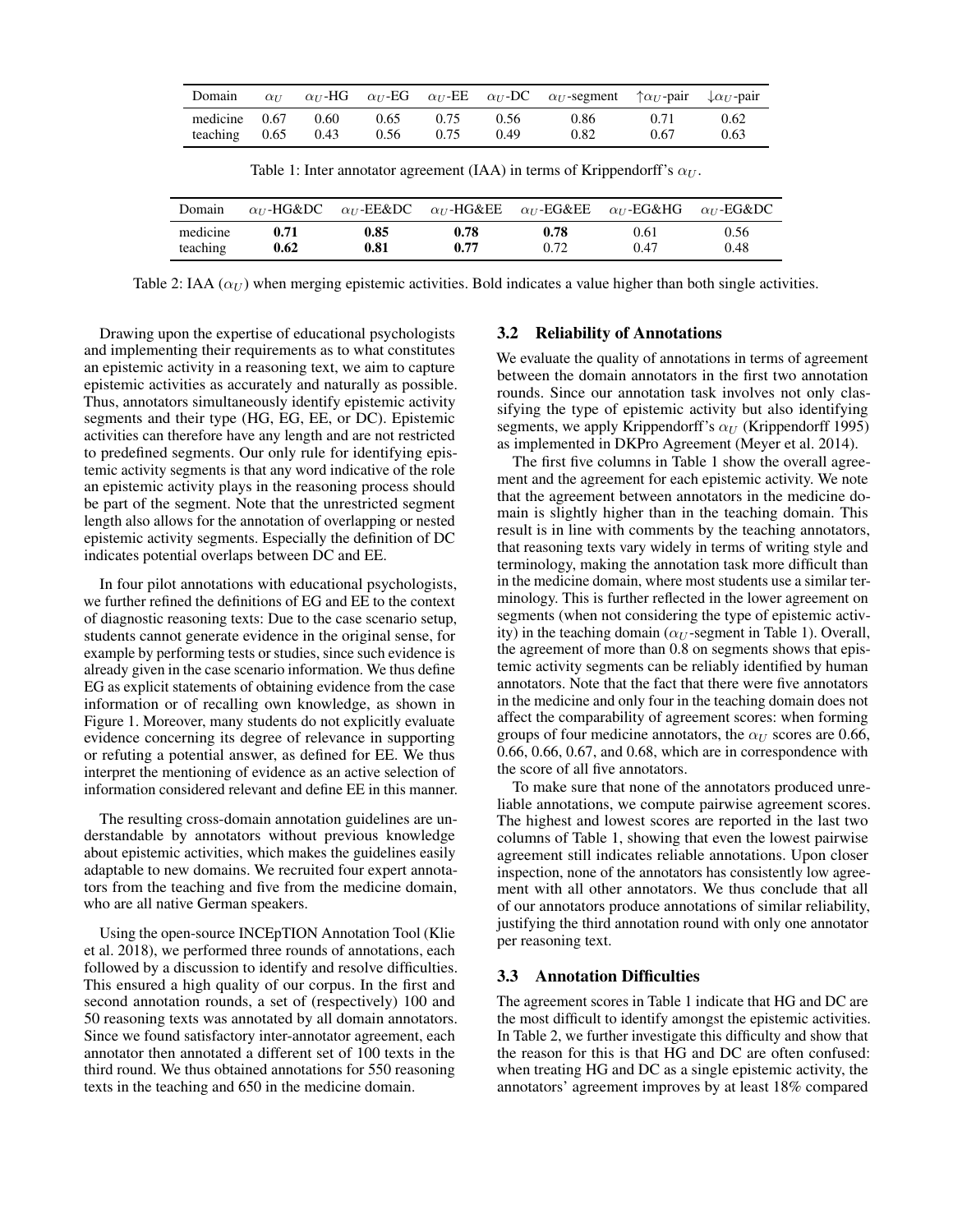| Domain | $\alpha_U$ | $\alpha_U$-HG | $\alpha_U$-EG | $\alpha_U$-EE | $\alpha_U$-DC | $\alpha_U$-segment | $\uparrow\alpha_U$-pair | $\downarrow\alpha_U$-pair |
|---|---|---|---|---|---|---|---|---|
| medicine | 0.67 | 0.60 | 0.65 | 0.75 | 0.56 | 0.86 | 0.71 | 0.62 |
| teaching | 0.65 | 0.43 | 0.56 | 0.75 | 0.49 | 0.82 | 0.67 | 0.63 |

Table 1: Inter annotator agreement (IAA) in terms of Krippendorff's $\alpha_U$.

| Domain | $\alpha_U$-HG&DC | $\alpha_U$-EE&DC | $\alpha_U$-HG&EE | $\alpha_U$-EG&EE | $\alpha_U$-EG&HG | $\alpha_U$-EG&DC |
|---|---|---|---|---|---|---|
| medicine | **0.71** | **0.85** | **0.78** | **0.78** | 0.61 | 0.56 |
| teaching | **0.62** | **0.81** | **0.77** | 0.72 | 0.47 | 0.48 |

Table 2: IAA ($\alpha_U$) when merging epistemic activities. Bold indicates a value higher than both single activities.

Drawing upon the expertise of educational psychologists and implementing their requirements as to what constitutes an epistemic activity in a reasoning text, we aim to capture epistemic activities as accurately and naturally as possible. Thus, annotators simultaneously identify epistemic activity segments and their type (HG, EG, EE, or DC). Epistemic activities can therefore have any length and are not restricted to predefined segments. Our only rule for identifying epistemic activity segments is that any word indicative of the role an epistemic activity plays in the reasoning process should be part of the segment. Note that the unrestricted segment length also allows for the annotation of overlapping or nested epistemic activity segments. Especially the definition of DC indicates potential overlaps between DC and EE.

In four pilot annotations with educational psychologists, we further refined the definitions of EG and EE to the context of diagnostic reasoning texts: Due to the case scenario setup, students cannot generate evidence in the original sense, for example by performing tests or studies, since such evidence is already given in the case scenario information. We thus define EG as explicit statements of obtaining evidence from the case information or of recalling own knowledge, as shown in Figure 1. Moreover, many students do not explicitly evaluate evidence concerning its degree of relevance in supporting or refuting a potential answer, as defined for EE. We thus interpret the mentioning of evidence as an active selection of information considered relevant and define EE in this manner.

The resulting cross-domain annotation guidelines are understandable by annotators without previous knowledge about epistemic activities, which makes the guidelines easily adaptable to new domains. We recruited four expert annotators from the teaching and five from the medicine domain, who are all native German speakers.

Using the open-source INCEpTION Annotation Tool (Klie et al. 2018), we performed three rounds of annotations, each followed by a discussion to identify and resolve difficulties. This ensured a high quality of our corpus. In the first and second annotation rounds, a set of (respectively) 100 and 50 reasoning texts was annotated by all domain annotators. Since we found satisfactory inter-annotator agreement, each annotator then annotated a different set of 100 texts in the third round. We thus obtained annotations for 550 reasoning texts in the teaching and 650 in the medicine domain.

### 3.2 Reliability of Annotations

We evaluate the quality of annotations in terms of agreement between the domain annotators in the first two annotation rounds. Since our annotation task involves not only classifying the type of epistemic activity but also identifying segments, we apply Krippendorff's $\alpha_U$ (Krippendorff 1995) as implemented in DKPro Agreement (Meyer et al. 2014).

The first five columns in Table 1 show the overall agreement and the agreement for each epistemic activity. We note that the agreement between annotators in the medicine domain is slightly higher than in the teaching domain. This result is in line with comments by the teaching annotators, that reasoning texts vary widely in terms of writing style and terminology, making the annotation task more difficult than in the medicine domain, where most students use a similar terminology. This is further reflected in the lower agreement on segments (when not considering the type of epistemic activity) in the teaching domain ($\alpha_U$-segment in Table 1). Overall, the agreement of more than 0.8 on segments shows that epistemic activity segments can be reliably identified by human annotators. Note that the fact that there were five annotators in the medicine and only four in the teaching domain does not affect the comparability of agreement scores: when forming groups of four medicine annotators, the $\alpha_U$ scores are 0.66, 0.66, 0.66, 0.67, and 0.68, which are in correspondence with the score of all five annotators.

To make sure that none of the annotators produced unreliable annotations, we compute pairwise agreement scores. The highest and lowest scores are reported in the last two columns of Table 1, showing that even the lowest pairwise agreement still indicates reliable annotations. Upon closer inspection, none of the annotators has consistently low agreement with all other annotators. We thus conclude that all of our annotators produce annotations of similar reliability, justifying the third annotation round with only one annotator per reasoning text.

### 3.3 Annotation Difficulties

The agreement scores in Table 1 indicate that HG and DC are the most difficult to identify amongst the epistemic activities. In Table 2, we further investigate this difficulty and show that the reason for this is that HG and DC are often confused: when treating HG and DC as a single epistemic activity, the annotators' agreement improves by at least 18% compared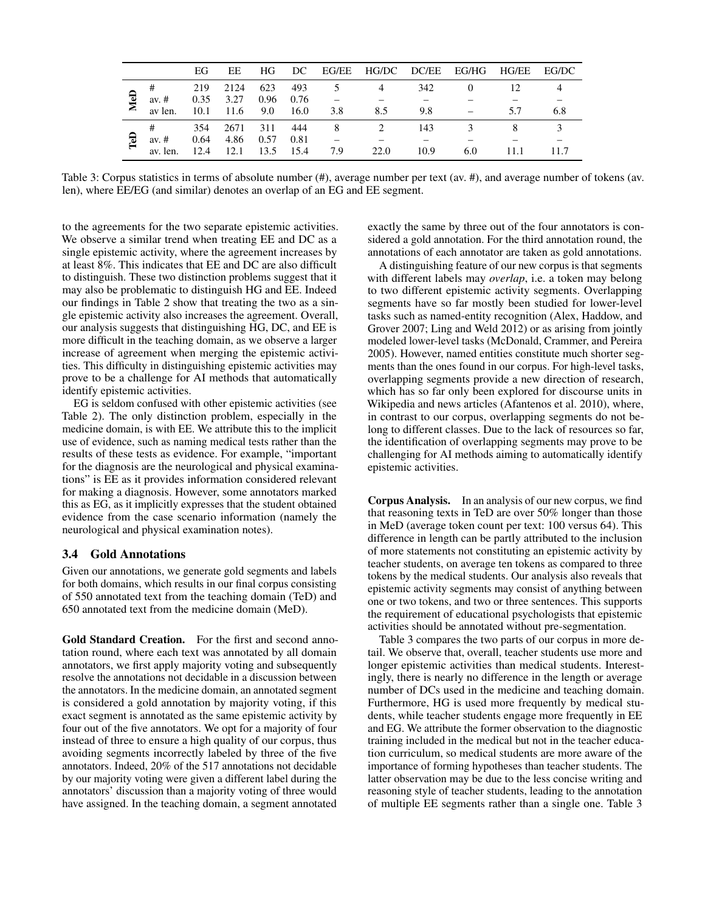| | | EG | EE | HG | DC | EG/EE | HG/DC | DC/EE | EG/HG | HG/EE | EG/DC |
|---|---|---|---|---|---|---|---|---|---|---|---|
| MeD | # | 219 | 2124 | 623 | 493 | 5 | 4 | 342 | 0 | 12 | 4 |
| | av. # | 0.35 | 3.27 | 0.96 | 0.76 | – | – | – | – | – | – |
| | av len. | 10.1 | 11.6 | 9.0 | 16.0 | 3.8 | 8.5 | 9.8 | – | 5.7 | 6.8 |
| TeD | # | 354 | 2671 | 311 | 444 | 8 | 2 | 143 | 3 | 8 | 3 |
| | av. # | 0.64 | 4.86 | 0.57 | 0.81 | – | – | – | – | – | – |
| | av. len. | 12.4 | 12.1 | 13.5 | 15.4 | 7.9 | 22.0 | 10.9 | 6.0 | 11.1 | 11.7 |

Table 3: Corpus statistics in terms of absolute number (#), average number per text (av. #), and average number of tokens (av. len), where EE/EG (and similar) denotes an overlap of an EG and EE segment.

to the agreements for the two separate epistemic activities. We observe a similar trend when treating EE and DC as a single epistemic activity, where the agreement increases by at least 8%. This indicates that EE and DC are also difficult to distinguish. These two distinction problems suggest that it may also be problematic to distinguish HG and EE. Indeed our findings in Table 2 show that treating the two as a single epistemic activity also increases the agreement. Overall, our analysis suggests that distinguishing HG, DC, and EE is more difficult in the teaching domain, as we observe a larger increase of agreement when merging the epistemic activities. This difficulty in distinguishing epistemic activities may prove to be a challenge for AI methods that automatically identify epistemic activities.

EG is seldom confused with other epistemic activities (see Table 2). The only distinction problem, especially in the medicine domain, is with EE. We attribute this to the implicit use of evidence, such as naming medical tests rather than the results of these tests as evidence. For example, "important for the diagnosis are the neurological and physical examinations" is EE as it provides information considered relevant for making a diagnosis. However, some annotators marked this as EG, as it implicitly expresses that the student obtained evidence from the case scenario information (namely the neurological and physical examination notes).

### 3.4 Gold Annotations

Given our annotations, we generate gold segments and labels for both domains, which results in our final corpus consisting of 550 annotated text from the teaching domain (TeD) and 650 annotated text from the medicine domain (MeD).

**Gold Standard Creation.** For the first and second annotation round, where each text was annotated by all domain annotators, we first apply majority voting and subsequently resolve the annotations not decidable in a discussion between the annotators. In the medicine domain, an annotated segment is considered a gold annotation by majority voting, if this exact segment is annotated as the same epistemic activity by four out of the five annotators. We opt for a majority of four instead of three to ensure a high quality of our corpus, thus avoiding segments incorrectly labeled by three of the five annotators. Indeed, 20% of the 517 annotations not decidable by our majority voting were given a different label during the annotators' discussion than a majority voting of three would have assigned. In the teaching domain, a segment annotated exactly the same by three out of the four annotators is considered a gold annotation. For the third annotation round, the annotations of each annotator are taken as gold annotations.

A distinguishing feature of our new corpus is that segments with different labels may *overlap*, i.e. a token may belong to two different epistemic activity segments. Overlapping segments have so far mostly been studied for lower-level tasks such as named-entity recognition (Alex, Haddow, and Grover 2007; Ling and Weld 2012) or as arising from jointly modeled lower-level tasks (McDonald, Crammer, and Pereira 2005). However, named entities constitute much shorter segments than the ones found in our corpus. For high-level tasks, overlapping segments provide a new direction of research, which has so far only been explored for discourse units in Wikipedia and news articles (Afantenos et al. 2010), where, in contrast to our corpus, overlapping segments do not belong to different classes. Due to the lack of resources so far, the identification of overlapping segments may prove to be challenging for AI methods aiming to automatically identify epistemic activities.

**Corpus Analysis.** In an analysis of our new corpus, we find that reasoning texts in TeD are over 50% longer than those in MeD (average token count per text: 100 versus 64). This difference in length can be partly attributed to the inclusion of more statements not constituting an epistemic activity by teacher students, on average ten tokens as compared to three tokens by the medical students. Our analysis also reveals that epistemic activity segments may consist of anything between one or two tokens, and two or three sentences. This supports the requirement of educational psychologists that epistemic activities should be annotated without pre-segmentation.

Table 3 compares the two parts of our corpus in more detail. We observe that, overall, teacher students use more and longer epistemic activities than medical students. Interestingly, there is nearly no difference in the length or average number of DCs used in the medicine and teaching domain. Furthermore, HG is used more frequently by medical students, while teacher students engage more frequently in EE and EG. We attribute the former observation to the diagnostic training included in the medical but not in the teacher education curriculum, so medical students are more aware of the importance of forming hypotheses than teacher students. The latter observation may be due to the less concise writing and reasoning style of teacher students, leading to the annotation of multiple EE segments rather than a single one. Table 3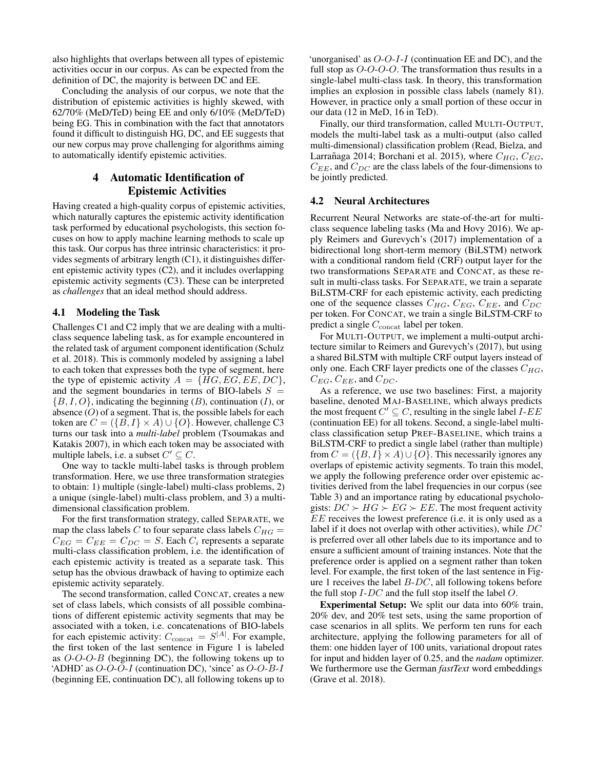also highlights that overlaps between all types of epistemic activities occur in our corpus. As can be expected from the definition of DC, the majority is between DC and EE.

Concluding the analysis of our corpus, we note that the distribution of epistemic activities is highly skewed, with 62/70% (MeD/TeD) being EE and only 6/10% (MeD/TeD) being EG. This in combination with the fact that annotators found it difficult to distinguish HG, DC, and EE suggests that our new corpus may prove challenging for algorithms aiming to automatically identify epistemic activities.

## 4 Automatic Identification of Epistemic Activities

Having created a high-quality corpus of epistemic activities, which naturally captures the epistemic activity identification task performed by educational psychologists, this section focuses on how to apply machine learning methods to scale up this task. Our corpus has three intrinsic characteristics: it provides segments of arbitrary length (C1), it distinguishes different epistemic activity types (C2), and it includes overlapping epistemic activity segments (C3). These can be interpreted as *challenges* that an ideal method should address.

### 4.1 Modeling the Task

Challenges C1 and C2 imply that we are dealing with a multi-class sequence labeling task, as for example encountered in the related task of argument component identification (Schulz et al. 2018). This is commonly modeled by assigning a label to each token that expresses both the type of segment, here the type of epistemic activity $A = \{HG, EG, EE, DC\}$, and the segment boundaries in terms of BIO-labels $S = \{B, I, O\}$, indicating the beginning ($B$), continuation ($I$), or absence ($O$) of a segment. That is, the possible labels for each token are $C = (\{B, I\} \times A) \cup \{O\}$. However, challenge C3 turns our task into a *multi-label* problem (Tsoumakas and Katakis 2007), in which each token may be associated with multiple labels, i.e. a subset $C' \subseteq C$.

One way to tackle multi-label tasks is through problem transformation. Here, we use three transformation strategies to obtain: 1) multiple (single-label) multi-class problems, 2) a unique (single-label) multi-class problem, and 3) a multi-dimensional classification problem.

For the first transformation strategy, called SEPARATE, we map the class labels $C$ to four separate class labels $C_{HG} = C_{EG} = C_{EE} = C_{DC} = S$. Each $C_i$ represents a separate multi-class classification problem, i.e. the identification of each epistemic activity is treated as a separate task. This setup has the obvious drawback of having to optimize each epistemic activity separately.

The second transformation, called CONCAT, creates a new set of class labels, which consists of all possible combinations of different epistemic activity segments that may be associated with a token, i.e. concatenations of BIO-labels for each epistemic activity: $C_{\text{concat}} = S^{|A|}$. For example, the first token of the last sentence in Figure 1 is labeled as $O$-$O$-$O$-$B$ (beginning DC), the following tokens up to 'ADHD' as $O$-$O$-$O$-$I$ (continuation DC), 'since' as $O$-$O$-$B$-$I$ (beginning EE, continuation DC), all following tokens up to 'unorganised' as $O$-$O$-$I$-$I$ (continuation EE and DC), and the full stop as $O$-$O$-$O$-$O$. The transformation thus results in a single-label multi-class task. In theory, this transformation implies an explosion in possible class labels (namely 81). However, in practice only a small portion of these occur in our data (12 in MeD, 16 in TeD).

Finally, our third transformation, called MULTI-OUTPUT, models the multi-label task as a multi-output (also called multi-dimensional) classification problem (Read, Bielza, and Larrañaga 2014; Borchani et al. 2015), where $C_{HG}$, $C_{EG}$, $C_{EE}$, and $C_{DC}$ are the class labels of the four-dimensions to be jointly predicted.

### 4.2 Neural Architectures

Recurrent Neural Networks are state-of-the-art for multi-class sequence labeling tasks (Ma and Hovy 2016). We apply Reimers and Gurevych's (2017) implementation of a bidirectional long short-term memory (BiLSTM) network with a conditional random field (CRF) output layer for the two transformations SEPARATE and CONCAT, as these result in multi-class tasks. For SEPARATE, we train a separate BiLSTM-CRF for each epistemic activity, each predicting one of the sequence classes $C_{HG}$, $C_{EG}$, $C_{EE}$, and $C_{DC}$ per token. For CONCAT, we train a single BiLSTM-CRF to predict a single $C_{\text{concat}}$ label per token.

For MULTI-OUTPUT, we implement a multi-output architecture similar to Reimers and Gurevych's (2017), but using a shared BiLSTM with multiple CRF output layers instead of only one. Each CRF layer predicts one of the classes $C_{HG}$, $C_{EG}$, $C_{EE}$, and $C_{DC}$.

As a reference, we use two baselines: First, a majority baseline, denoted MAJ-BASELINE, which always predicts the most frequent $C' \subseteq C$, resulting in the single label $I$-$EE$ (continuation EE) for all tokens. Second, a single-label multi-class classification setup PREF-BASELINE, which trains a BiLSTM-CRF to predict a single label (rather than multiple) from $C = (\{B, I\} \times A) \cup \{O\}$. This necessarily ignores any overlaps of epistemic activity segments. To train this model, we apply the following preference order over epistemic activities derived from the label frequencies in our corpus (see Table 3) and an importance rating by educational psychologists: $DC \succ HG \succ EG \succ EE$. The most frequent activity $EE$ receives the lowest preference (i.e. it is only used as a label if it does not overlap with other activities), while $DC$ is preferred over all other labels due to its importance and to ensure a sufficient amount of training instances. Note that the preference order is applied on a segment rather than token level. For example, the first token of the last sentence in Figure 1 receives the label $B$-$DC$, all following tokens before the full stop $I$-$DC$ and the full stop itself the label $O$.

**Experimental Setup:** We split our data into 60% train, 20% dev, and 20% test sets, using the same proportion of case scenarios in all splits. We perform ten runs for each architecture, applying the following parameters for all of them: one hidden layer of 100 units, variational dropout rates for input and hidden layer of 0.25, and the *nadam* optimizer. We furthermore use the German *fastText* word embeddings (Grave et al. 2018).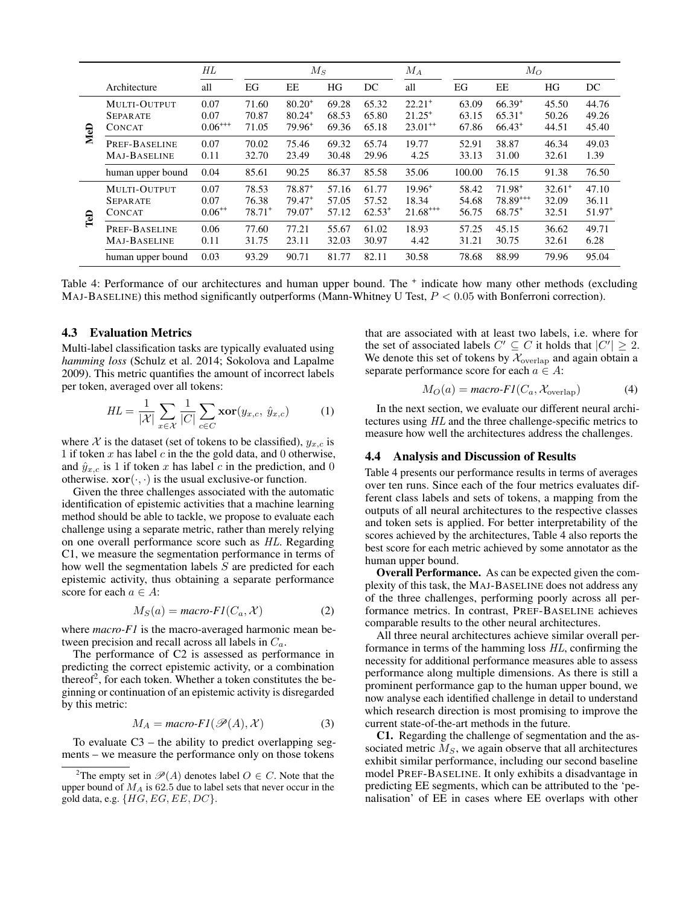| | | *HL* | $M_S$ | | | | $M_A$ | $M_O$ | | | |
|---|---|---|---|---|---|---|---|---|---|---|---|
| | Architecture | all | EG | EE | HG | DC | all | EG | EE | HG | DC |
| **MeD** | MULTI-OUTPUT | 0.07 | 71.60 | $80.20^{+}$ | 69.28 | 65.32 | $22.21^{+}$ | 63.09 | $66.39^{+}$ | 45.50 | 44.76 |
| | SEPARATE | 0.07 | 70.87 | $80.24^{+}$ | 68.53 | 65.80 | $21.25^{+}$ | 63.15 | $65.31^{+}$ | 50.26 | 49.26 |
| | CONCAT | $0.06^{+++}$ | 71.05 | $79.96^{+}$ | 69.36 | 65.18 | $23.01^{++}$ | 67.86 | $66.43^{+}$ | 44.51 | 45.40 |
| | PREF-BASELINE | 0.07 | 70.02 | 75.46 | 69.32 | 65.74 | 19.77 | 52.91 | 38.87 | 46.34 | 49.03 |
| | MAJ-BASELINE | 0.11 | 32.70 | 23.49 | 30.48 | 29.96 | 4.25 | 33.13 | 31.00 | 32.61 | 1.39 |
| | human upper bound | 0.04 | 85.61 | 90.25 | 86.37 | 85.58 | 35.06 | 100.00 | 76.15 | 91.38 | 76.50 |
| **TeD** | MULTI-OUTPUT | 0.07 | 78.53 | $78.87^{+}$ | 57.16 | 61.77 | $19.96^{+}$ | 58.42 | $71.98^{+}$ | $32.61^{+}$ | 47.10 |
| | SEPARATE | 0.07 | 76.38 | $79.47^{+}$ | 57.05 | 57.52 | 18.34 | 54.68 | $78.89^{+++}$ | 32.09 | 36.11 |
| | CONCAT | $0.06^{++}$ | $78.71^{+}$ | $79.07^{+}$ | 57.12 | $62.53^{+}$ | $21.68^{+++}$ | 56.75 | $68.75^{+}$ | 32.51 | $51.97^{+}$ |
| | PREF-BASELINE | 0.06 | 77.60 | 77.21 | 55.67 | 61.02 | 18.93 | 57.25 | 45.15 | 36.62 | 49.71 |
| | MAJ-BASELINE | 0.11 | 31.75 | 23.11 | 32.03 | 30.97 | 4.42 | 31.21 | 30.75 | 32.61 | 6.28 |
| | human upper bound | 0.03 | 93.29 | 90.71 | 81.77 | 82.11 | 30.58 | 78.68 | 88.99 | 79.96 | 95.04 |

Table 4: Performance of our architectures and human upper bound. The $^{+}$ indicate how many other methods (excluding MAJ-BASELINE) this method significantly outperforms (Mann-Whitney U Test, $P < 0.05$ with Bonferroni correction).

### 4.3 Evaluation Metrics

Multi-label classification tasks are typically evaluated using *hamming loss* (Schulz et al. 2014; Sokolova and Lapalme 2009). This metric quantifies the amount of incorrect labels per token, averaged over all tokens:

$$HL = \frac{1}{|\mathcal{X}|}\sum_{x\in\mathcal{X}}\frac{1}{|C|}\sum_{c\in C}\mathbf{xor}(y_{x,c},\ \hat{y}_{x,c}) \qquad (1)$$

where $\mathcal{X}$ is the dataset (set of tokens to be classified), $y_{x,c}$ is 1 if token $x$ has label $c$ in the the gold data, and 0 otherwise, and $\hat{y}_{x,c}$ is 1 if token $x$ has label $c$ in the prediction, and 0 otherwise. $\mathbf{xor}(\cdot,\cdot)$ is the usual exclusive-or function.

Given the three challenges associated with the automatic identification of epistemic activities that a machine learning method should be able to tackle, we propose to evaluate each challenge using a separate metric, rather than merely relying on one overall performance score such as $HL$. Regarding C1, we measure the segmentation performance in terms of how well the segmentation labels $S$ are predicted for each epistemic activity, thus obtaining a separate performance score for each $a \in A$:

$$M_S(a) = \textit{macro-F1}(C_a, \mathcal{X}) \qquad (2)$$

where *macro-F1* is the macro-averaged harmonic mean between precision and recall across all labels in $C_a$.

The performance of C2 is assessed as performance in predicting the correct epistemic activity, or a combination thereof[2], for each token. Whether a token constitutes the beginning or continuation of an epistemic activity is disregarded by this metric:

$$M_A = \textit{macro-F1}(\mathscr{P}(A), \mathcal{X}) \qquad (3)$$

To evaluate C3 – the ability to predict overlapping segments – we measure the performance only on those tokens that are associated with at least two labels, i.e. where for the set of associated labels $C' \subseteq C$ it holds that $|C'| \geq 2$. We denote this set of tokens by $\mathcal{X}_{\text{overlap}}$ and again obtain a separate performance score for each $a \in A$:

$$M_O(a) = \textit{macro-F1}(C_a, \mathcal{X}_{\text{overlap}}) \qquad (4)$$

In the next section, we evaluate our different neural architectures using $HL$ and the three challenge-specific metrics to measure how well the architectures address the challenges.

[2] The empty set in $\mathscr{P}(A)$ denotes label $O \in C$. Note that the upper bound of $M_A$ is 62.5 due to label sets that never occur in the gold data, e.g. $\{HG, EG, EE, DC\}$.

### 4.4 Analysis and Discussion of Results

Table 4 presents our performance results in terms of averages over ten runs. Since each of the four metrics evaluates different class labels and sets of tokens, a mapping from the outputs of all neural architectures to the respective classes and token sets is applied. For better interpretability of the scores achieved by the architectures, Table 4 also reports the best score for each metric achieved by some annotator as the human upper bound.

**Overall Performance.** As can be expected given the complexity of this task, the MAJ-BASELINE does not address any of the three challenges, performing poorly across all performance metrics. In contrast, PREF-BASELINE achieves comparable results to the other neural architectures.

All three neural architectures achieve similar overall performance in terms of the hamming loss $HL$, confirming the necessity for additional performance measures able to assess performance along multiple dimensions. As there is still a prominent performance gap to the human upper bound, we now analyse each identified challenge in detail to understand which research direction is most promising to improve the current state-of-the-art methods in the future.

**C1.** Regarding the challenge of segmentation and the associated metric $M_S$, we again observe that all architectures exhibit similar performance, including our second baseline model PREF-BASELINE. It only exhibits a disadvantage in predicting EE segments, which can be attributed to the 'penalisation' of EE in cases where EE overlaps with other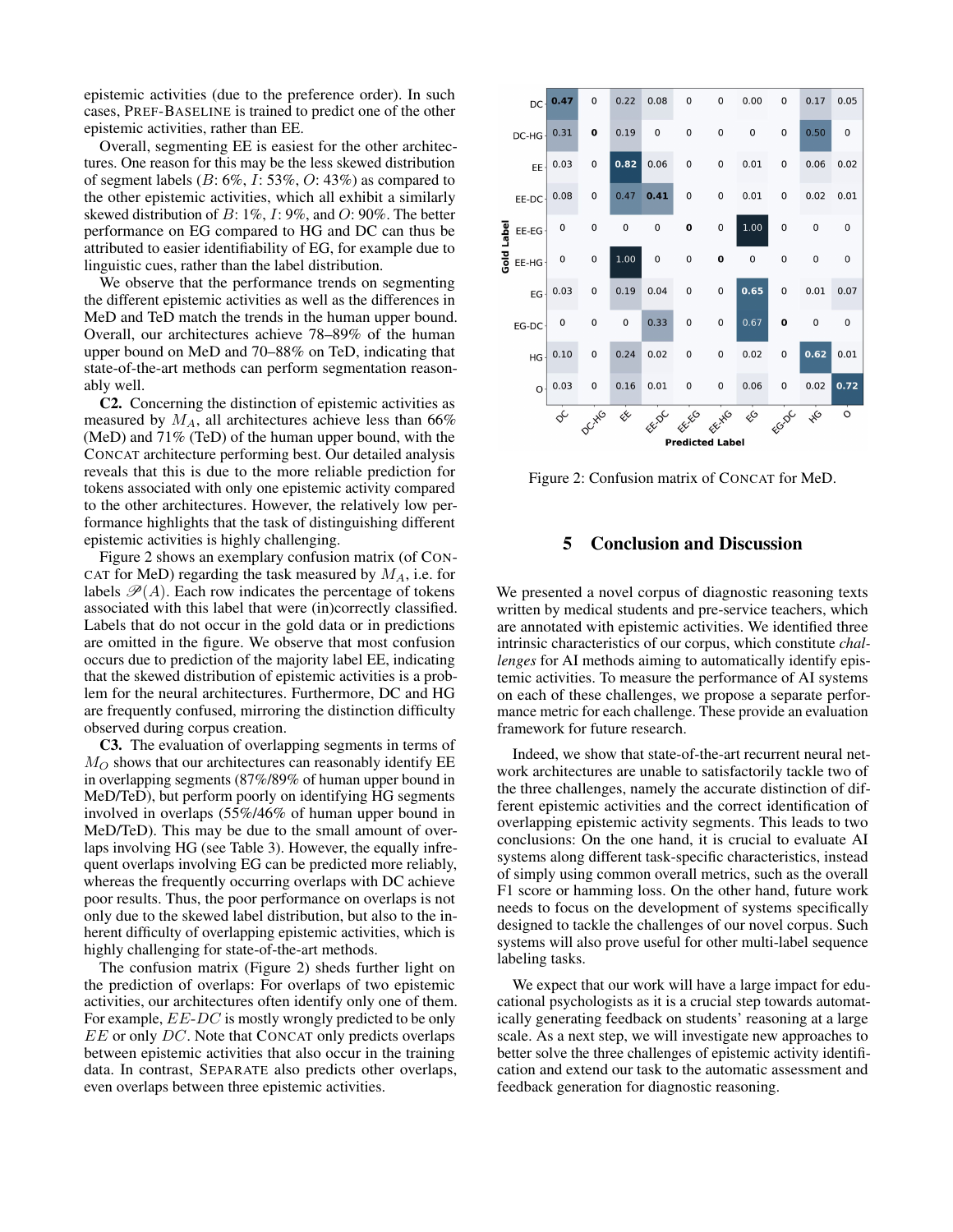epistemic activities (due to the preference order). In such cases, PREF-BASELINE is trained to predict one of the other epistemic activities, rather than EE.

Overall, segmenting EE is easiest for the other architectures. One reason for this may be the less skewed distribution of segment labels ($B$: 6%, $I$: 53%, $O$: 43%) as compared to the other epistemic activities, which all exhibit a similarly skewed distribution of $B$: 1%, $I$: 9%, and $O$: 90%. The better performance on EG compared to HG and DC can thus be attributed to easier identifiability of EG, for example due to linguistic cues, rather than the label distribution.

We observe that the performance trends on segmenting the different epistemic activities as well as the differences in MeD and TeD match the trends in the human upper bound. Overall, our architectures achieve 78–89% of the human upper bound on MeD and 70–88% on TeD, indicating that state-of-the-art methods can perform segmentation reasonably well.

**C2.** Concerning the distinction of epistemic activities as measured by $M_A$, all architectures achieve less than 66% (MeD) and 71% (TeD) of the human upper bound, with the CONCAT architecture performing best. Our detailed analysis reveals that this is due to the more reliable prediction for tokens associated with only one epistemic activity compared to the other architectures. However, the relatively low performance highlights that the task of distinguishing different epistemic activities is highly challenging.

Figure 2 shows an exemplary confusion matrix (of CONCAT for MeD) regarding the task measured by $M_A$, i.e. for labels $\mathscr{P}(A)$. Each row indicates the percentage of tokens associated with this label that were (in)correctly classified. Labels that do not occur in the gold data or in predictions are omitted in the figure. We observe that most confusion occurs due to prediction of the majority label EE, indicating that the skewed distribution of epistemic activities is a problem for the neural architectures. Furthermore, DC and HG are frequently confused, mirroring the distinction difficulty observed during corpus creation.

**C3.** The evaluation of overlapping segments in terms of $M_O$ shows that our architectures can reasonably identify EE in overlapping segments (87%/89% of human upper bound in MeD/TeD), but perform poorly on identifying HG segments involved in overlaps (55%/46% of human upper bound in MeD/TeD). This may be due to the small amount of overlaps involving HG (see Table 3). However, the equally infrequent overlaps involving EG can be predicted more reliably, whereas the frequently occurring overlaps with DC achieve poor results. Thus, the poor performance on overlaps is not only due to the skewed label distribution, but also to the inherent difficulty of overlapping epistemic activities, which is highly challenging for state-of-the-art methods.

The confusion matrix (Figure 2) sheds further light on the prediction of overlaps: For overlaps of two epistemic activities, our architectures often identify only one of them. For example, $EE$-$DC$ is mostly wrongly predicted to be only $EE$ or only $DC$. Note that CONCAT only predicts overlaps between epistemic activities that also occur in the training data. In contrast, SEPARATE also predicts other overlaps, even overlaps between three epistemic activities.

| Gold Label \ Predicted Label | DC | DC-HG | EE | EE-DC | EE-EG | EE-HG | EG | EG-DC | HG | O |
|---|---|---|---|---|---|---|---|---|---|---|
| DC | **0.47** | 0 | 0.22 | 0.08 | 0 | 0 | 0.00 | 0 | 0.17 | 0.05 |
| DC-HG | 0.31 | **0** | 0.19 | 0 | 0 | 0 | 0 | 0 | 0.50 | 0 |
| EE | 0.03 | 0 | **0.82** | 0.06 | 0 | 0 | 0.01 | 0 | 0.06 | 0.02 |
| EE-DC | 0.08 | 0 | 0.47 | **0.41** | 0 | 0 | 0.01 | 0 | 0.02 | 0.01 |
| EE-EG | 0 | 0 | 0 | 0 | **0** | 0 | 1.00 | 0 | 0 | 0 |
| EE-HG | 0 | 0 | 1.00 | 0 | 0 | **0** | 0 | 0 | 0 | 0 |
| EG | 0.03 | 0 | 0.19 | 0.04 | 0 | 0 | **0.65** | 0 | 0.01 | 0.07 |
| EG-DC | 0 | 0 | 0 | 0.33 | 0 | 0 | 0.67 | **0** | 0 | 0 |
| HG | 0.10 | 0 | 0.24 | 0.02 | 0 | 0 | 0.02 | 0 | **0.62** | 0.01 |
| O | 0.03 | 0 | 0.16 | 0.01 | 0 | 0 | 0.06 | 0 | 0.02 | **0.72** |

Figure 2: Confusion matrix of CONCAT for MeD.

## 5 Conclusion and Discussion

We presented a novel corpus of diagnostic reasoning texts written by medical students and pre-service teachers, which are annotated with epistemic activities. We identified three intrinsic characteristics of our corpus, which constitute *challenges* for AI methods aiming to automatically identify epistemic activities. To measure the performance of AI systems on each of these challenges, we propose a separate performance metric for each challenge. These provide an evaluation framework for future research.

Indeed, we show that state-of-the-art recurrent neural network architectures are unable to satisfactorily tackle two of the three challenges, namely the accurate distinction of different epistemic activities and the correct identification of overlapping epistemic activity segments. This leads to two conclusions: On the one hand, it is crucial to evaluate AI systems along different task-specific characteristics, instead of simply using common overall metrics, such as the overall F1 score or hamming loss. On the other hand, future work needs to focus on the development of systems specifically designed to tackle the challenges of our novel corpus. Such systems will also prove useful for other multi-label sequence labeling tasks.

We expect that our work will have a large impact for educational psychologists as it is a crucial step towards automatically generating feedback on students' reasoning at a large scale. As a next step, we will investigate new approaches to better solve the three challenges of epistemic activity identification and extend our task to the automatic assessment and feedback generation for diagnostic reasoning.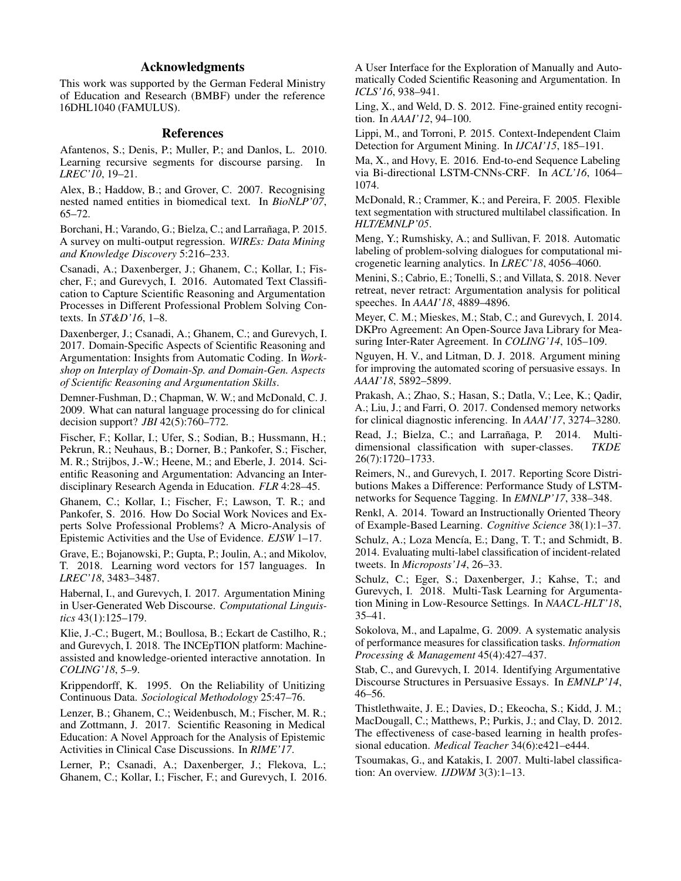## Acknowledgments

This work was supported by the German Federal Ministry of Education and Research (BMBF) under the reference 16DHL1040 (FAMULUS).

## References

Afantenos, S.; Denis, P.; Muller, P.; and Danlos, L. 2010. Learning recursive segments for discourse parsing. In *LREC'10*, 19–21.

Alex, B.; Haddow, B.; and Grover, C. 2007. Recognising nested named entities in biomedical text. In *BioNLP'07*, 65–72.

Borchani, H.; Varando, G.; Bielza, C.; and Larrañaga, P. 2015. A survey on multi-output regression. *WIREs: Data Mining and Knowledge Discovery* 5:216–233.

Csanadi, A.; Daxenberger, J.; Ghanem, C.; Kollar, I.; Fischer, F.; and Gurevych, I. 2016. Automated Text Classification to Capture Scientific Reasoning and Argumentation Processes in Different Professional Problem Solving Contexts. In *ST&D'16*, 1–8.

Daxenberger, J.; Csanadi, A.; Ghanem, C.; and Gurevych, I. 2017. Domain-Specific Aspects of Scientific Reasoning and Argumentation: Insights from Automatic Coding. In *Workshop on Interplay of Domain-Sp. and Domain-Gen. Aspects of Scientific Reasoning and Argumentation Skills*.

Demner-Fushman, D.; Chapman, W. W.; and McDonald, C. J. 2009. What can natural language processing do for clinical decision support? *JBI* 42(5):760–772.

Fischer, F.; Kollar, I.; Ufer, S.; Sodian, B.; Hussmann, H.; Pekrun, R.; Neuhaus, B.; Dorner, B.; Pankofer, S.; Fischer, M. R.; Strijbos, J.-W.; Heene, M.; and Eberle, J. 2014. Scientific Reasoning and Argumentation: Advancing an Interdisciplinary Research Agenda in Education. *FLR* 4:28–45.

Ghanem, C.; Kollar, I.; Fischer, F.; Lawson, T. R.; and Pankofer, S. 2016. How Do Social Work Novices and Experts Solve Professional Problems? A Micro-Analysis of Epistemic Activities and the Use of Evidence. *EJSW* 1–17.

Grave, E.; Bojanowski, P.; Gupta, P.; Joulin, A.; and Mikolov, T. 2018. Learning word vectors for 157 languages. In *LREC'18*, 3483–3487.

Habernal, I., and Gurevych, I. 2017. Argumentation Mining in User-Generated Web Discourse. *Computational Linguistics* 43(1):125–179.

Klie, J.-C.; Bugert, M.; Boullosa, B.; Eckart de Castilho, R.; and Gurevych, I. 2018. The INCEpTION platform: Machine-assisted and knowledge-oriented interactive annotation. In *COLING'18*, 5–9.

Krippendorff, K. 1995. On the Reliability of Unitizing Continuous Data. *Sociological Methodology* 25:47–76.

Lenzer, B.; Ghanem, C.; Weidenbusch, M.; Fischer, M. R.; and Zottmann, J. 2017. Scientific Reasoning in Medical Education: A Novel Approach for the Analysis of Epistemic Activities in Clinical Case Discussions. In *RIME'17*.

Lerner, P.; Csanadi, A.; Daxenberger, J.; Flekova, L.; Ghanem, C.; Kollar, I.; Fischer, F.; and Gurevych, I. 2016. A User Interface for the Exploration of Manually and Automatically Coded Scientific Reasoning and Argumentation. In *ICLS'16*, 938–941.

Ling, X., and Weld, D. S. 2012. Fine-grained entity recognition. In *AAAI'12*, 94–100.

Lippi, M., and Torroni, P. 2015. Context-Independent Claim Detection for Argument Mining. In *IJCAI'15*, 185–191.

Ma, X., and Hovy, E. 2016. End-to-end Sequence Labeling via Bi-directional LSTM-CNNs-CRF. In *ACL'16*, 1064–1074.

McDonald, R.; Crammer, K.; and Pereira, F. 2005. Flexible text segmentation with structured multilabel classification. In *HLT/EMNLP'05*.

Meng, Y.; Rumshisky, A.; and Sullivan, F. 2018. Automatic labeling of problem-solving dialogues for computational microgenetic learning analytics. In *LREC'18*, 4056–4060.

Menini, S.; Cabrio, E.; Tonelli, S.; and Villata, S. 2018. Never retreat, never retract: Argumentation analysis for political speeches. In *AAAI'18*, 4889–4896.

Meyer, C. M.; Mieskes, M.; Stab, C.; and Gurevych, I. 2014. DKPro Agreement: An Open-Source Java Library for Measuring Inter-Rater Agreement. In *COLING'14*, 105–109.

Nguyen, H. V., and Litman, D. J. 2018. Argument mining for improving the automated scoring of persuasive essays. In *AAAI'18*, 5892–5899.

Prakash, A.; Zhao, S.; Hasan, S.; Datla, V.; Lee, K.; Qadir, A.; Liu, J.; and Farri, O. 2017. Condensed memory networks for clinical diagnostic inferencing. In *AAAI'17*, 3274–3280.

Read, J.; Bielza, C.; and Larrañaga, P. 2014. Multi-dimensional classification with super-classes. *TKDE* 26(7):1720–1733.

Reimers, N., and Gurevych, I. 2017. Reporting Score Distributions Makes a Difference: Performance Study of LSTM-networks for Sequence Tagging. In *EMNLP'17*, 338–348.

Renkl, A. 2014. Toward an Instructionally Oriented Theory of Example-Based Learning. *Cognitive Science* 38(1):1–37.

Schulz, A.; Loza Mencía, E.; Dang, T. T.; and Schmidt, B. 2014. Evaluating multi-label classification of incident-related tweets. In *Microposts'14*, 26–33.

Schulz, C.; Eger, S.; Daxenberger, J.; Kahse, T.; and Gurevych, I. 2018. Multi-Task Learning for Argumentation Mining in Low-Resource Settings. In *NAACL-HLT'18*, 35–41.

Sokolova, M., and Lapalme, G. 2009. A systematic analysis of performance measures for classification tasks. *Information Processing & Management* 45(4):427–437.

Stab, C., and Gurevych, I. 2014. Identifying Argumentative Discourse Structures in Persuasive Essays. In *EMNLP'14*, 46–56.

Thistlethwaite, J. E.; Davies, D.; Ekeocha, S.; Kidd, J. M.; MacDougall, C.; Matthews, P.; Purkis, J.; and Clay, D. 2012. The effectiveness of case-based learning in health professional education. *Medical Teacher* 34(6):e421–e444.

Tsoumakas, G., and Katakis, I. 2007. Multi-label classification: An overview. *IJDWM* 3(3):1–13.